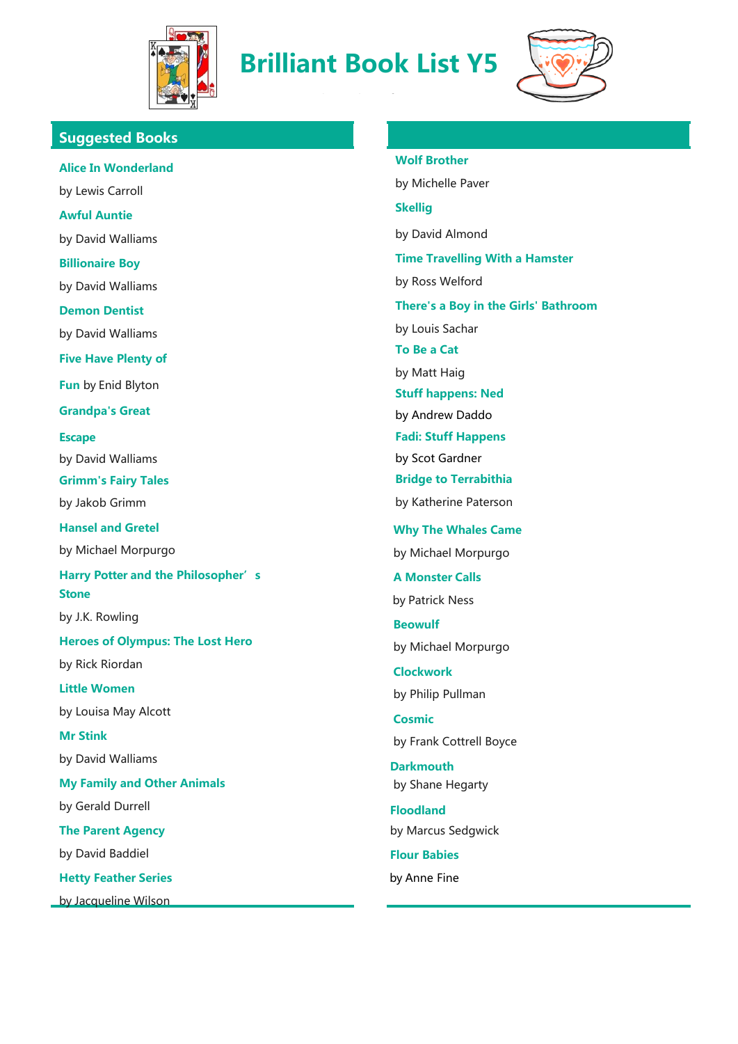# Brilliant Book List Y5

## Suggested Books

**Alice In Wonderland**
by Lewis Carroll

**Awful Auntie**
by David Walliams

**Billionaire Boy**
by David Walliams

**Demon Dentist**
by David Walliams

**Five Have Plenty of Fun** by Enid Blyton

**Grandpa's Great Escape**
by David Walliams

**Grimm's Fairy Tales**
by Jakob Grimm

**Hansel and Gretel**
by Michael Morpurgo

**Harry Potter and the Philosopher's Stone**
by J.K. Rowling

**Heroes of Olympus: The Lost Hero**
by Rick Riordan

**Little Women**
by Louisa May Alcott

**Mr Stink**
by David Walliams

**My Family and Other Animals**
by Gerald Durrell

**The Parent Agency**
by David Baddiel

**Hetty Feather Series**
by Jacqueline Wilson

**Wolf Brother**
by Michelle Paver

**Skellig**
by David Almond

**Time Travelling With a Hamster**
by Ross Welford

**There's a Boy in the Girls' Bathroom**
by Louis Sachar

**To Be a Cat**
by Matt Haig

**Stuff happens: Ned**
by Andrew Daddo

**Fadi: Stuff Happens**
by Scot Gardner

**Bridge to Terrabithia**
by Katherine Paterson

**Why The Whales Came**
by Michael Morpurgo

**A Monster Calls**
by Patrick Ness

**Beowulf**
by Michael Morpurgo

**Clockwork**
by Philip Pullman

**Cosmic**
by Frank Cottrell Boyce

**Darkmouth**
by Shane Hegarty

**Floodland**
by Marcus Sedgwick

**Flour Babies**
by Anne Fine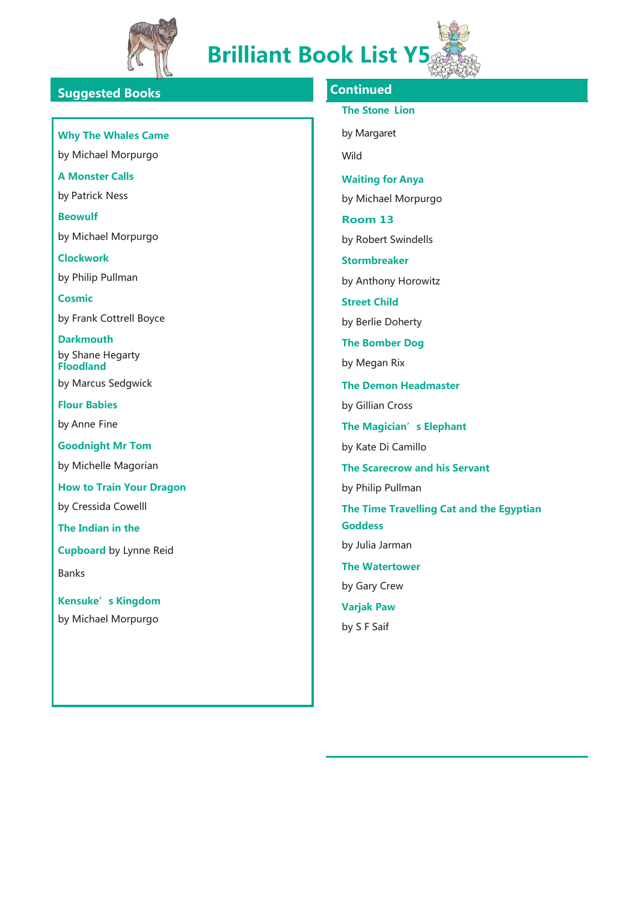# Brilliant Book List Y5

## Suggested Books

**Why The Whales Came**
by Michael Morpurgo

**A Monster Calls**
by Patrick Ness

**Beowulf**
by Michael Morpurgo

**Clockwork**
by Philip Pullman

**Cosmic**
by Frank Cottrell Boyce

**Darkmouth**
by Shane Hegarty

**Floodland**
by Marcus Sedgwick

**Flour Babies**
by Anne Fine

**Goodnight Mr Tom**
by Michelle Magorian

**How to Train Your Dragon**
by Cressida Cowelll

**The Indian in the**

**Cupboard** by Lynne Reid

Banks

**Kensuke' s Kingdom**
by Michael Morpurgo

## Continued

**The Stone Lion**

by Margaret

Wild

**Waiting for Anya**
by Michael Morpurgo

**Room 13**
by Robert Swindells

**Stormbreaker**
by Anthony Horowitz

**Street Child**
by Berlie Doherty

**The Bomber Dog**
by Megan Rix

**The Demon Headmaster**
by Gillian Cross

**The Magician' s Elephant**
by Kate Di Camillo

**The Scarecrow and his Servant**
by Philip Pullman

**The Time Travelling Cat and the Egyptian Goddess**
by Julia Jarman

**The Watertower**
by Gary Crew

**Varjak Paw**
by S F Saif